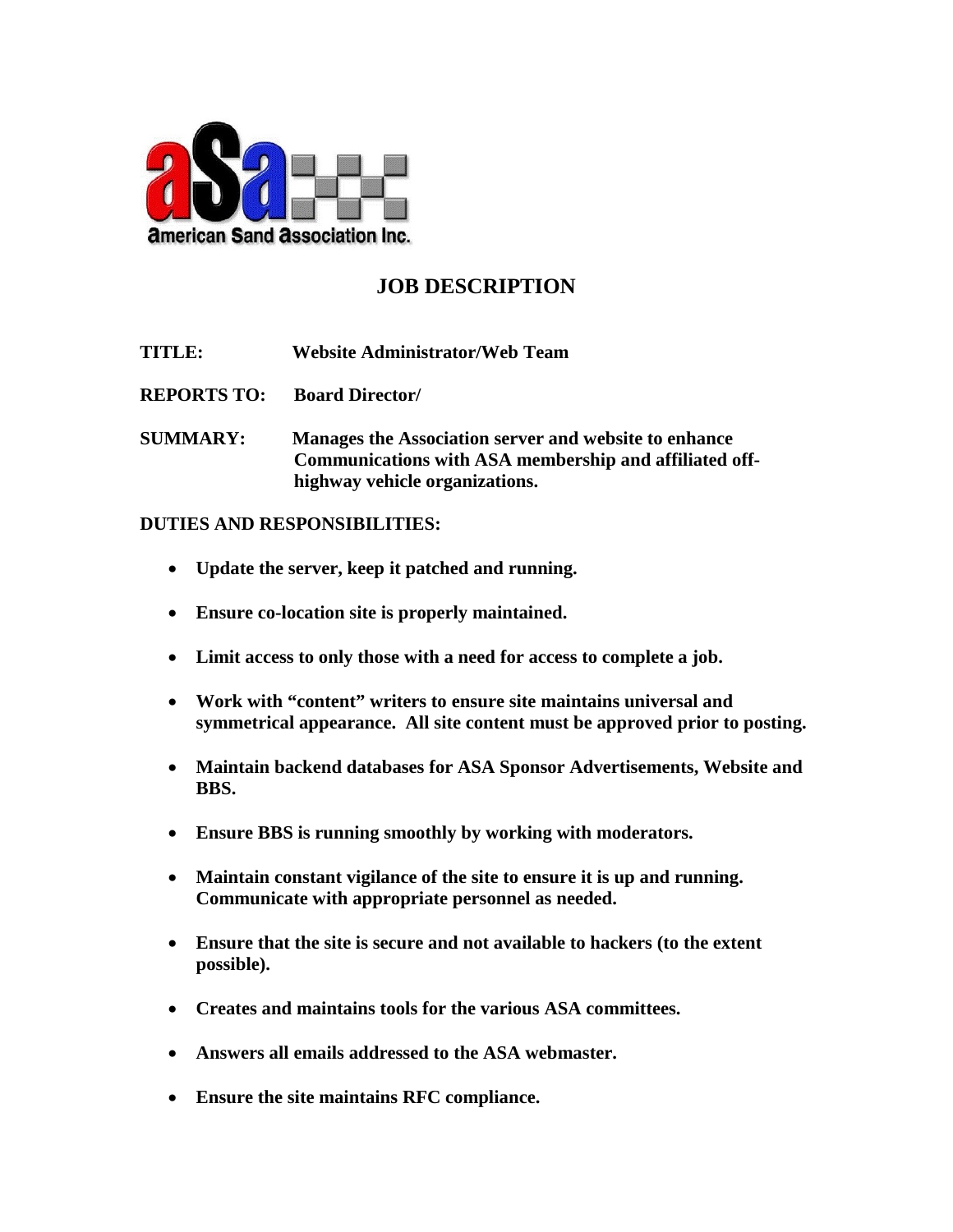American Sand Association Inc.

# JOB DESCRIPTION

**TITLE:** Website Administrator/Web Team

**REPORTS TO:** Board Director/

**SUMMARY:** Manages the Association server and website to enhance Communications with ASA membership and affiliated off-highway vehicle organizations.

**DUTIES AND RESPONSIBILITIES:**

- **Update the server, keep it patched and running.**
- **Ensure co-location site is properly maintained.**
- **Limit access to only those with a need for access to complete a job.**
- **Work with "content" writers to ensure site maintains universal and symmetrical appearance. All site content must be approved prior to posting.**
- **Maintain backend databases for ASA Sponsor Advertisements, Website and BBS.**
- **Ensure BBS is running smoothly by working with moderators.**
- **Maintain constant vigilance of the site to ensure it is up and running. Communicate with appropriate personnel as needed.**
- **Ensure that the site is secure and not available to hackers (to the extent possible).**
- **Creates and maintains tools for the various ASA committees.**
- **Answers all emails addressed to the ASA webmaster.**
- **Ensure the site maintains RFC compliance.**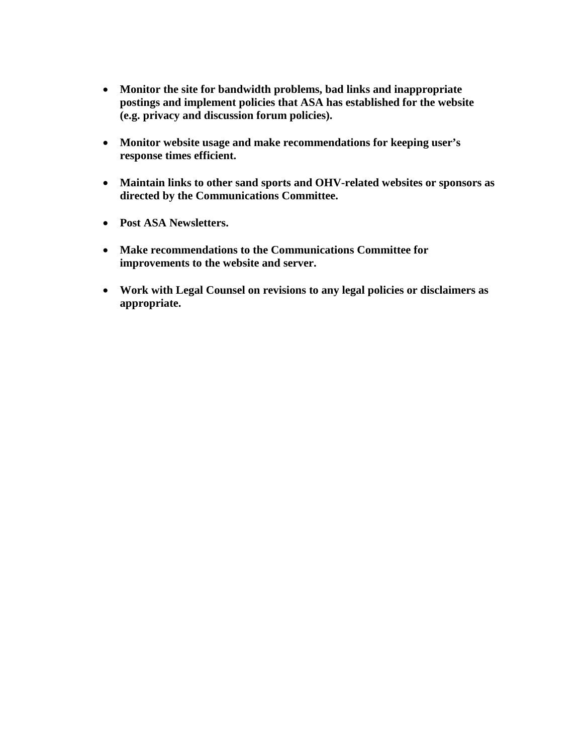- **Monitor the site for bandwidth problems, bad links and inappropriate postings and implement policies that ASA has established for the website (e.g. privacy and discussion forum policies).**

- **Monitor website usage and make recommendations for keeping user's response times efficient.**

- **Maintain links to other sand sports and OHV-related websites or sponsors as directed by the Communications Committee.**

- **Post ASA Newsletters.**

- **Make recommendations to the Communications Committee for improvements to the website and server.**

- **Work with Legal Counsel on revisions to any legal policies or disclaimers as appropriate.**